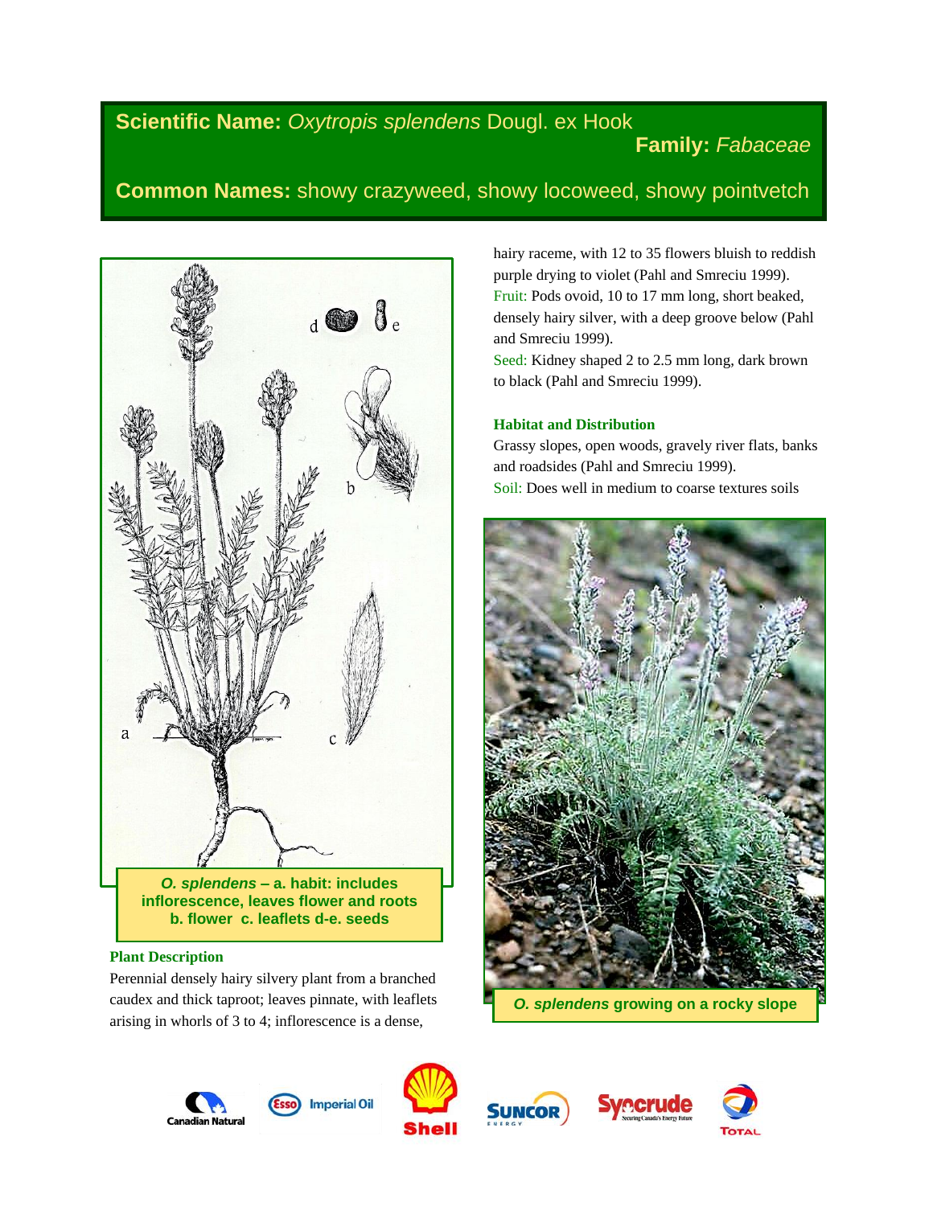**Scientific Name:** *Oxytropis splendens* Dougl. ex Hook

**Family:** *Fabaceae*

**Common Names:** showy crazyweed, showy locoweed, showy pointvetch

***O. splendens*** **– a. habit: includes inflorescence, leaves flower and roots b. flower c. leaflets d-e. seeds**

### Plant Description

Perennial densely hairy silvery plant from a branched caudex and thick taproot; leaves pinnate, with leaflets arising in whorls of 3 to 4; inflorescence is a dense, hairy raceme, with 12 to 35 flowers bluish to reddish purple drying to violet (Pahl and Smreciu 1999).

Fruit: Pods ovoid, 10 to 17 mm long, short beaked, densely hairy silver, with a deep groove below (Pahl and Smreciu 1999).

Seed: Kidney shaped 2 to 2.5 mm long, dark brown to black (Pahl and Smreciu 1999).

### Habitat and Distribution

Grassy slopes, open woods, gravely river flats, banks and roadsides (Pahl and Smreciu 1999).

Soil: Does well in medium to coarse textures soils

***O. splendens*** **growing on a rocky slope**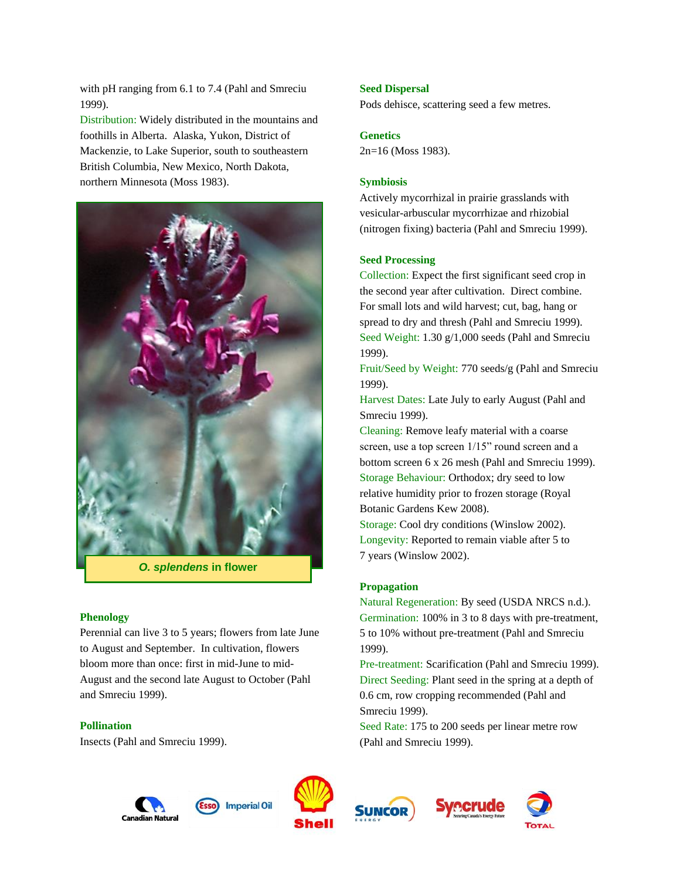with pH ranging from 6.1 to 7.4 (Pahl and Smreciu 1999).

Distribution: Widely distributed in the mountains and foothills in Alberta. Alaska, Yukon, District of Mackenzie, to Lake Superior, south to southeastern British Columbia, New Mexico, North Dakota, northern Minnesota (Moss 1983).

***O. splendens* in flower**

### Phenology

Perennial can live 3 to 5 years; flowers from late June to August and September. In cultivation, flowers bloom more than once: first in mid-June to mid-August and the second late August to October (Pahl and Smreciu 1999).

### Pollination

Insects (Pahl and Smreciu 1999).

### Seed Dispersal

Pods dehisce, scattering seed a few metres.

### Genetics

2n=16 (Moss 1983).

### Symbiosis

Actively mycorrhizal in prairie grasslands with vesicular-arbuscular mycorrhizae and rhizobial (nitrogen fixing) bacteria (Pahl and Smreciu 1999).

### Seed Processing

Collection: Expect the first significant seed crop in the second year after cultivation. Direct combine. For small lots and wild harvest; cut, bag, hang or spread to dry and thresh (Pahl and Smreciu 1999).

Seed Weight: 1.30 g/1,000 seeds (Pahl and Smreciu 1999).

Fruit/Seed by Weight: 770 seeds/g (Pahl and Smreciu 1999).

Harvest Dates: Late July to early August (Pahl and Smreciu 1999).

Cleaning: Remove leafy material with a coarse screen, use a top screen 1/15" round screen and a bottom screen 6 x 26 mesh (Pahl and Smreciu 1999).

Storage Behaviour: Orthodox; dry seed to low relative humidity prior to frozen storage (Royal Botanic Gardens Kew 2008).

Storage: Cool dry conditions (Winslow 2002).

Longevity: Reported to remain viable after 5 to 7 years (Winslow 2002).

### Propagation

Natural Regeneration: By seed (USDA NRCS n.d.).

Germination: 100% in 3 to 8 days with pre-treatment, 5 to 10% without pre-treatment (Pahl and Smreciu 1999).

Pre-treatment: Scarification (Pahl and Smreciu 1999).

Direct Seeding: Plant seed in the spring at a depth of 0.6 cm, row cropping recommended (Pahl and Smreciu 1999).

Seed Rate: 175 to 200 seeds per linear metre row (Pahl and Smreciu 1999).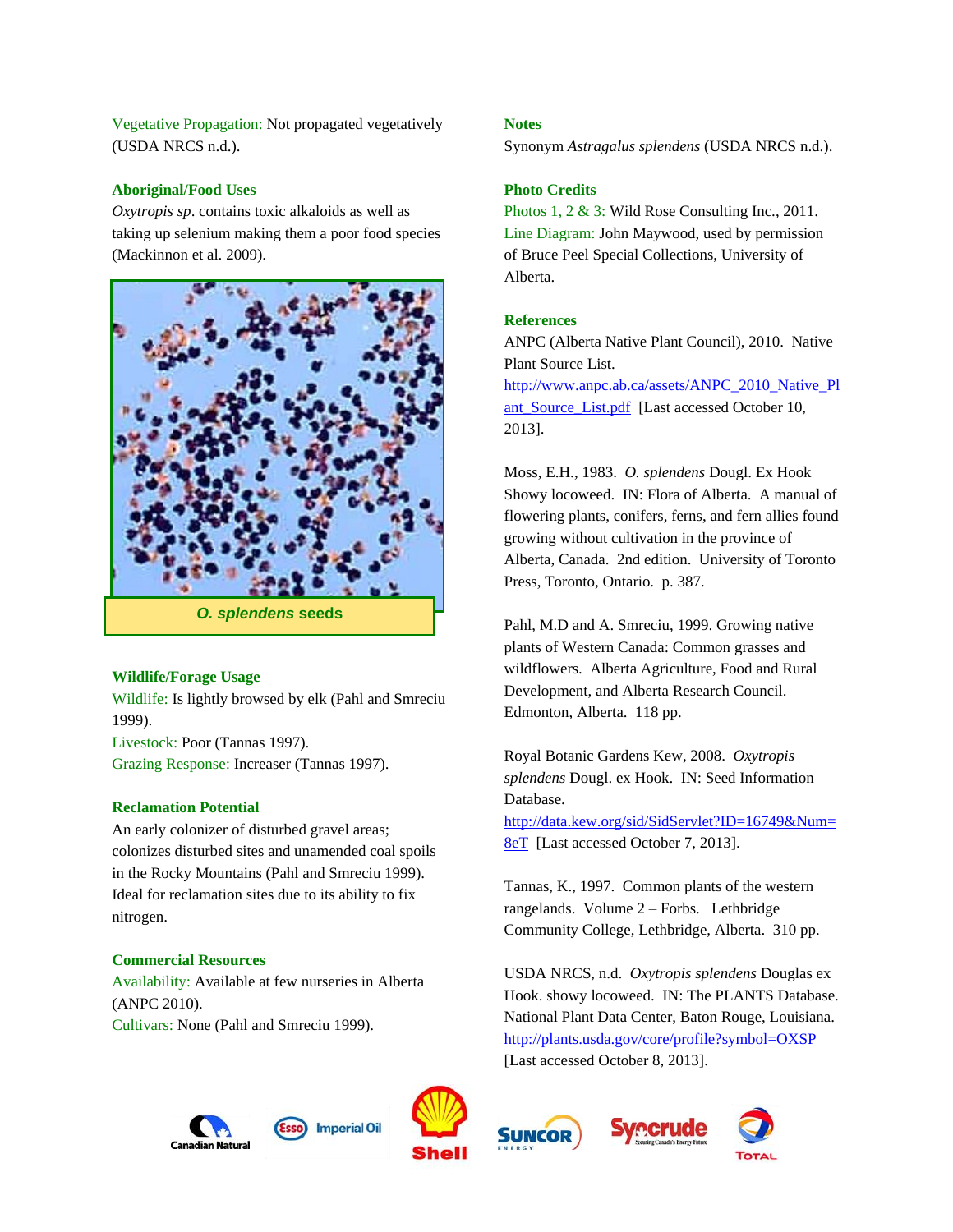Vegetative Propagation: Not propagated vegetatively (USDA NRCS n.d.).

### Aboriginal/Food Uses

*Oxytropis sp*. contains toxic alkaloids as well as taking up selenium making them a poor food species (Mackinnon et al. 2009).

***O. splendens* seeds**

### Wildlife/Forage Usage

Wildlife: Is lightly browsed by elk (Pahl and Smreciu 1999).
Livestock: Poor (Tannas 1997).
Grazing Response: Increaser (Tannas 1997).

### Reclamation Potential

An early colonizer of disturbed gravel areas; colonizes disturbed sites and unamended coal spoils in the Rocky Mountains (Pahl and Smreciu 1999). Ideal for reclamation sites due to its ability to fix nitrogen.

### Commercial Resources

Availability: Available at few nurseries in Alberta (ANPC 2010).
Cultivars: None (Pahl and Smreciu 1999).

### Notes

Synonym *Astragalus splendens* (USDA NRCS n.d.).

### Photo Credits

Photos 1, 2 & 3: Wild Rose Consulting Inc., 2011.
Line Diagram: John Maywood, used by permission of Bruce Peel Special Collections, University of Alberta.

### References

ANPC (Alberta Native Plant Council), 2010. Native Plant Source List. http://www.anpc.ab.ca/assets/ANPC_2010_Native_Plant_Source_List.pdf [Last accessed October 10, 2013].

Moss, E.H., 1983. *O. splendens* Dougl. Ex Hook Showy locoweed. IN: Flora of Alberta. A manual of flowering plants, conifers, ferns, and fern allies found growing without cultivation in the province of Alberta, Canada. 2nd edition. University of Toronto Press, Toronto, Ontario. p. 387.

Pahl, M.D and A. Smreciu, 1999. Growing native plants of Western Canada: Common grasses and wildflowers. Alberta Agriculture, Food and Rural Development, and Alberta Research Council. Edmonton, Alberta. 118 pp.

Royal Botanic Gardens Kew, 2008. *Oxytropis splendens* Dougl. ex Hook. IN: Seed Information Database. http://data.kew.org/sid/SidServlet?ID=16749&Num=8eT [Last accessed October 7, 2013].

Tannas, K., 1997. Common plants of the western rangelands. Volume 2 – Forbs. Lethbridge Community College, Lethbridge, Alberta. 310 pp.

USDA NRCS, n.d. *Oxytropis splendens* Douglas ex Hook. showy locoweed. IN: The PLANTS Database. National Plant Data Center, Baton Rouge, Louisiana. http://plants.usda.gov/core/profile?symbol=OXSP [Last accessed October 8, 2013].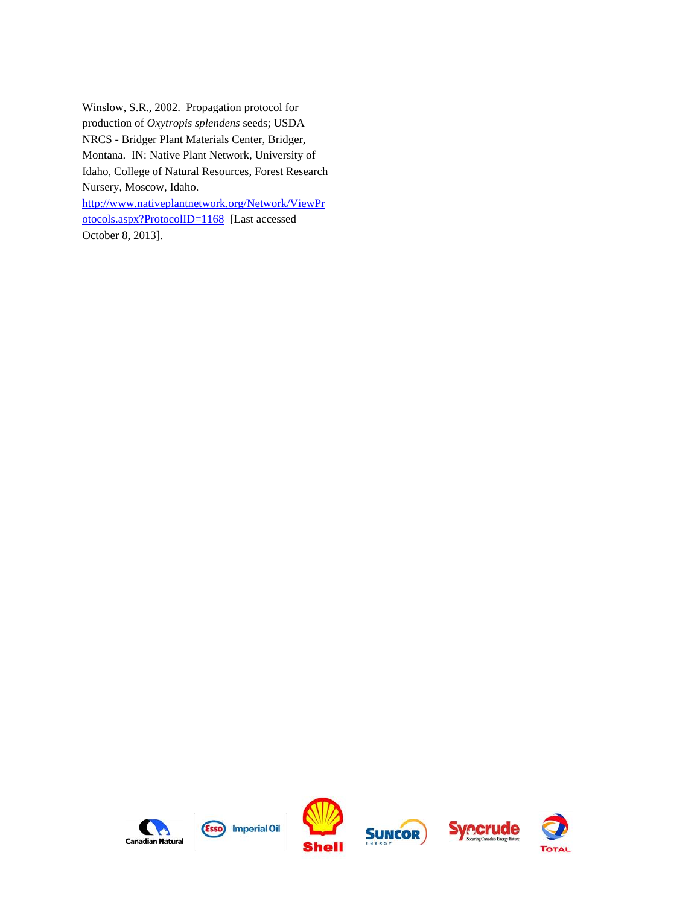Winslow, S.R., 2002. Propagation protocol for production of *Oxytropis splendens* seeds; USDA NRCS - Bridger Plant Materials Center, Bridger, Montana. IN: Native Plant Network, University of Idaho, College of Natural Resources, Forest Research Nursery, Moscow, Idaho. http://www.nativeplantnetwork.org/Network/ViewProtocols.aspx?ProtocolID=1168 [Last accessed October 8, 2013].